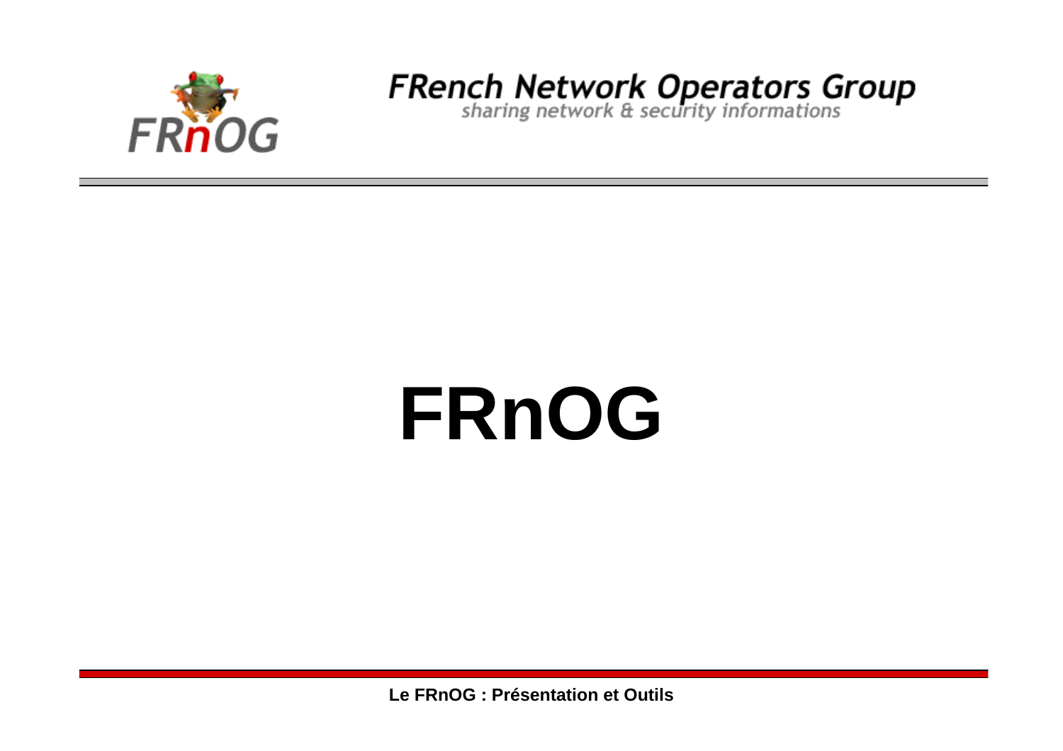FRench Network Operators Group
*sharing network & security informations*

# FRnOG

**Le FRnOG : Présentation et Outils**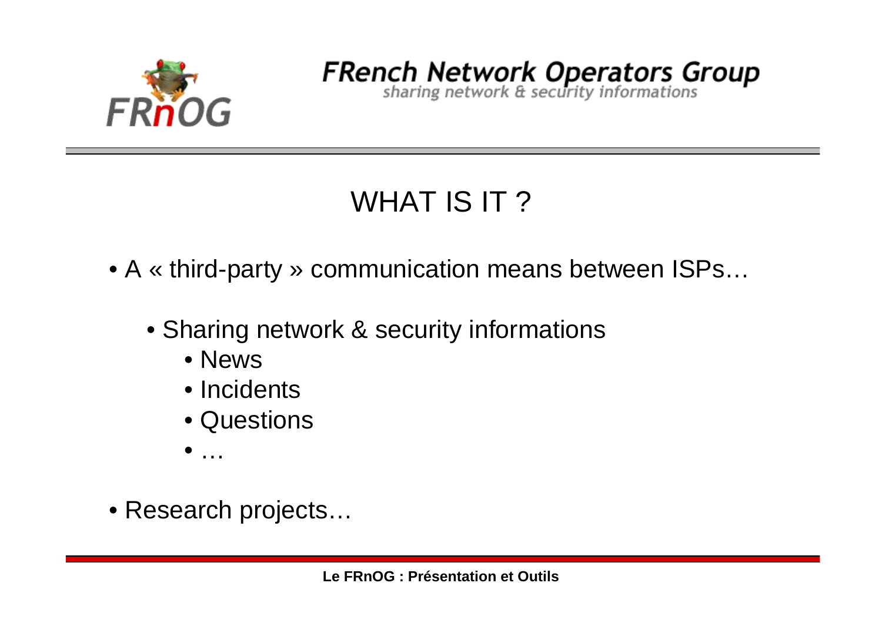FRench Network Operators Group

sharing network & security informations

# WHAT IS IT ?

- A « third-party » communication means between ISPs…
  - Sharing network & security informations
    - News
    - Incidents
    - Questions
    - …
- Research projects…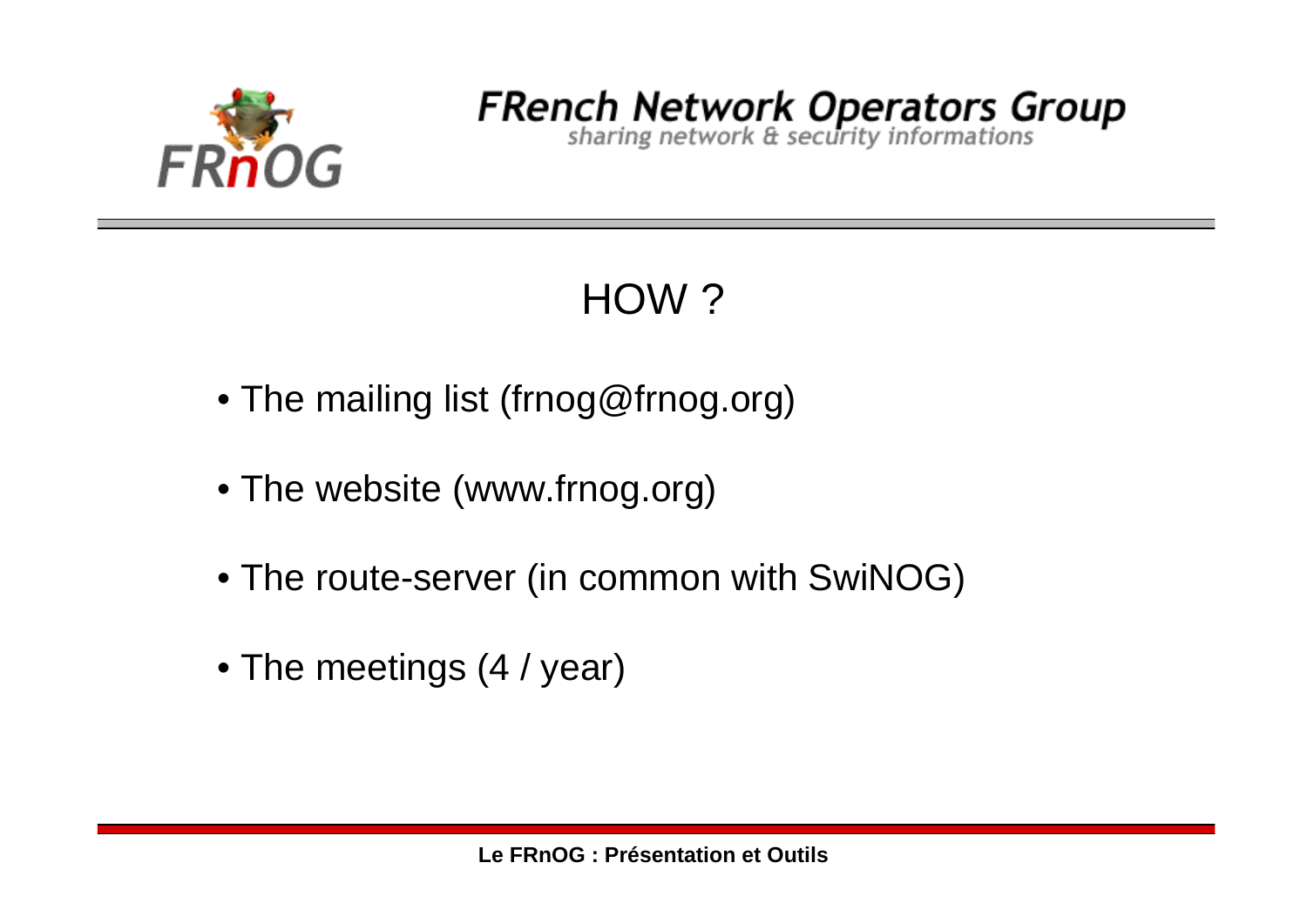# HOW ?

- The mailing list (frnog@frnog.org)
- The website (www.frnog.org)
- The route-server (in common with SwiNOG)
- The meetings (4 / year)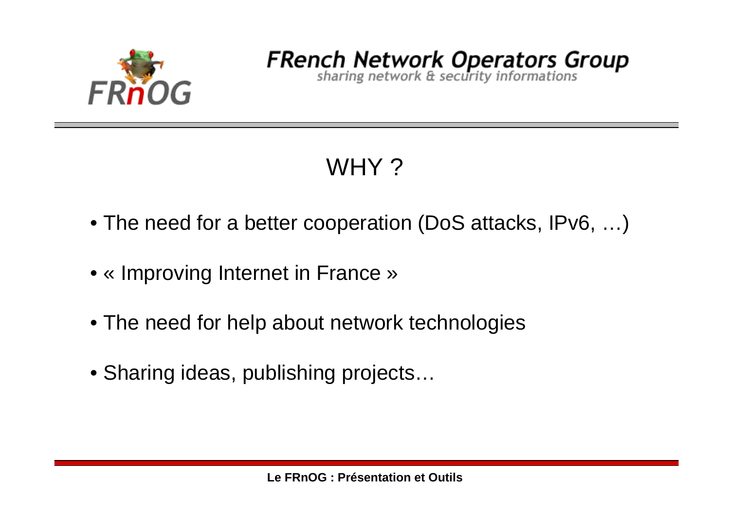FRench Network Operators Group
sharing network & security informations

# WHY ?

- The need for a better cooperation (DoS attacks, IPv6, …)
- « Improving Internet in France »
- The need for help about network technologies
- Sharing ideas, publishing projects…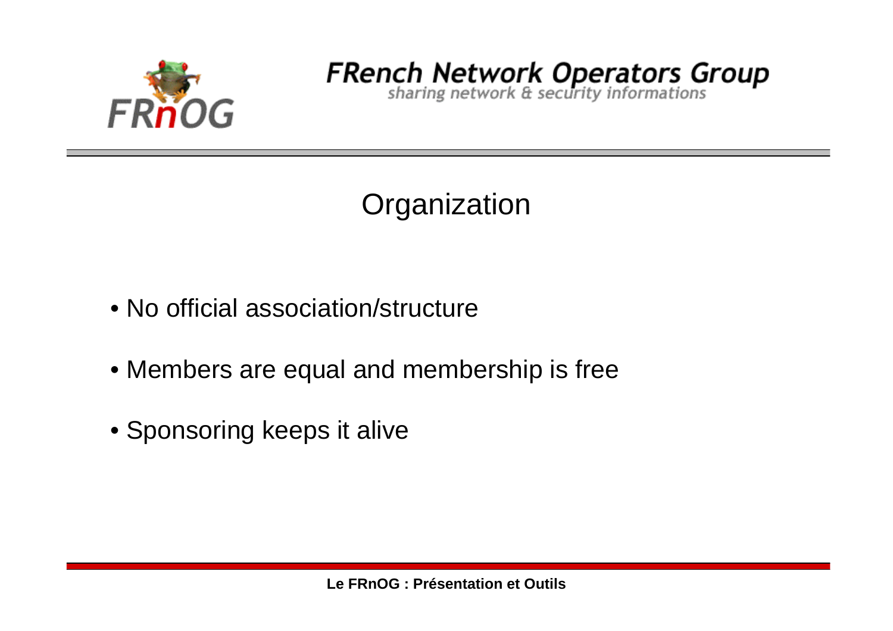# Organization

- No official association/structure
- Members are equal and membership is free
- Sponsoring keeps it alive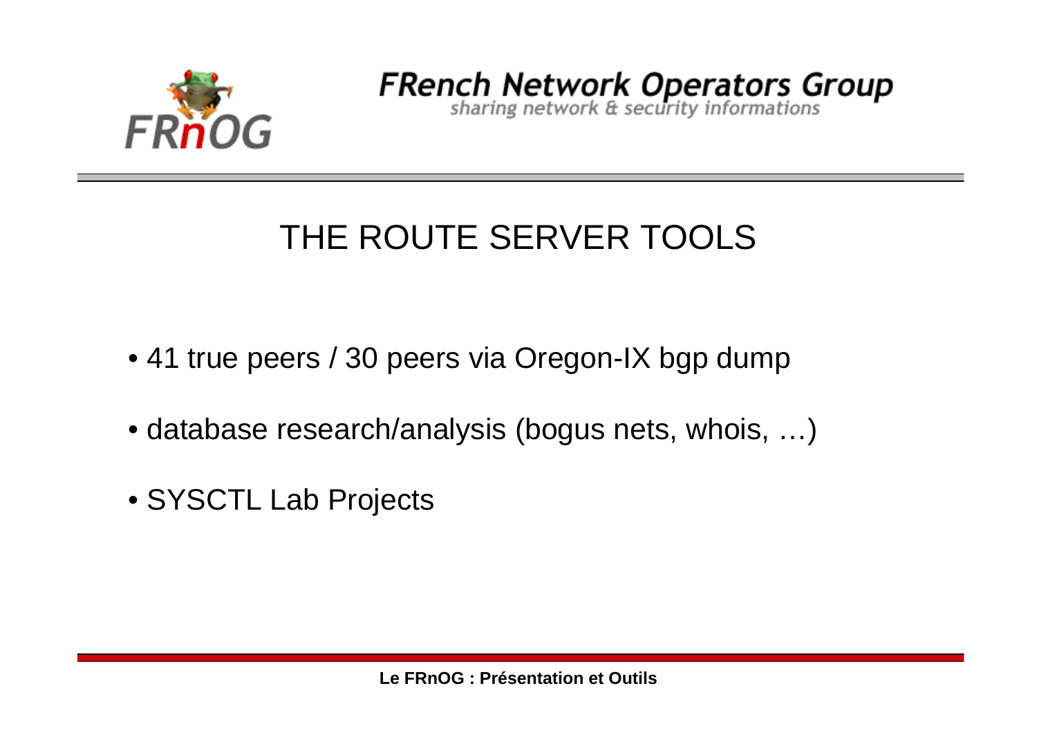# THE ROUTE SERVER TOOLS

- 41 true peers / 30 peers via Oregon-IX bgp dump
- database research/analysis (bogus nets, whois, …)
- SYSCTL Lab Projects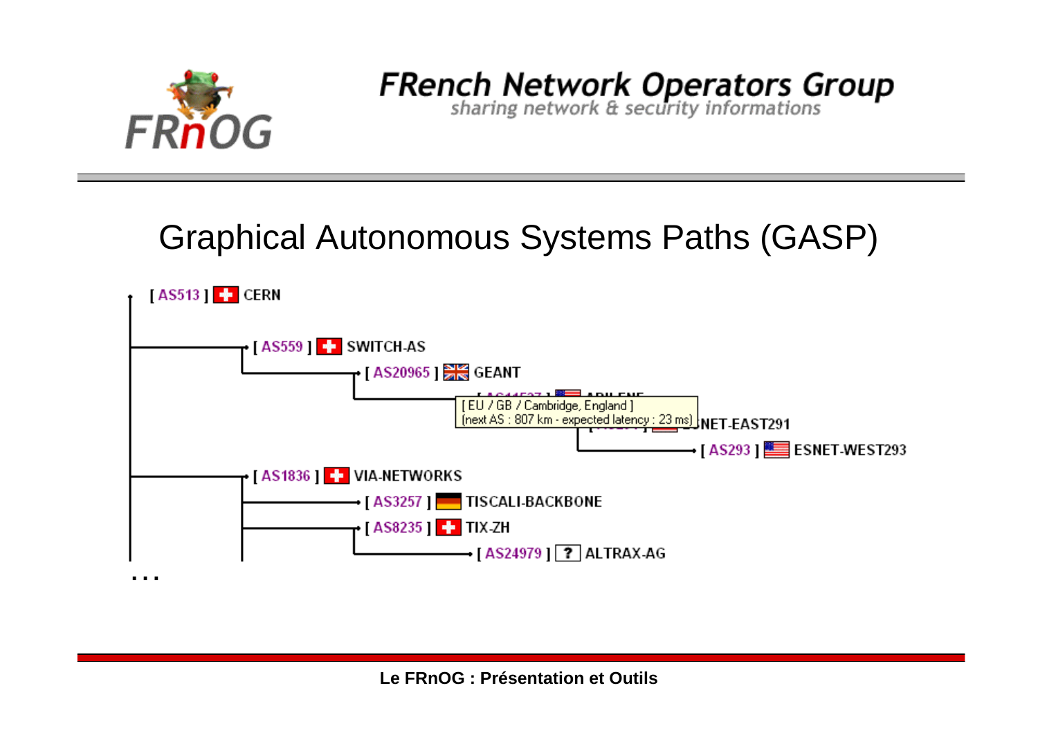# Graphical Autonomous Systems Paths (GASP)

- [ AS513 ] CERN
  - [ AS559 ] SWITCH-AS
    - [ AS20965 ] GEANT
      - [ AS11537 ] ABILENE
        - [ AS291 ] ESNET-EAST291
          - [ AS293 ] ESNET-WEST293
  - [ AS1836 ] VIA-NETWORKS
    - [ AS3257 ] TISCALI-BACKBONE
    - [ AS8235 ] TIX-ZH
      - [ AS24979 ] [ ? ] ALTRAX-AG

[ EU / GB / Cambridge, England ]
(next AS : 807 km - expected latency : 23 ms)

…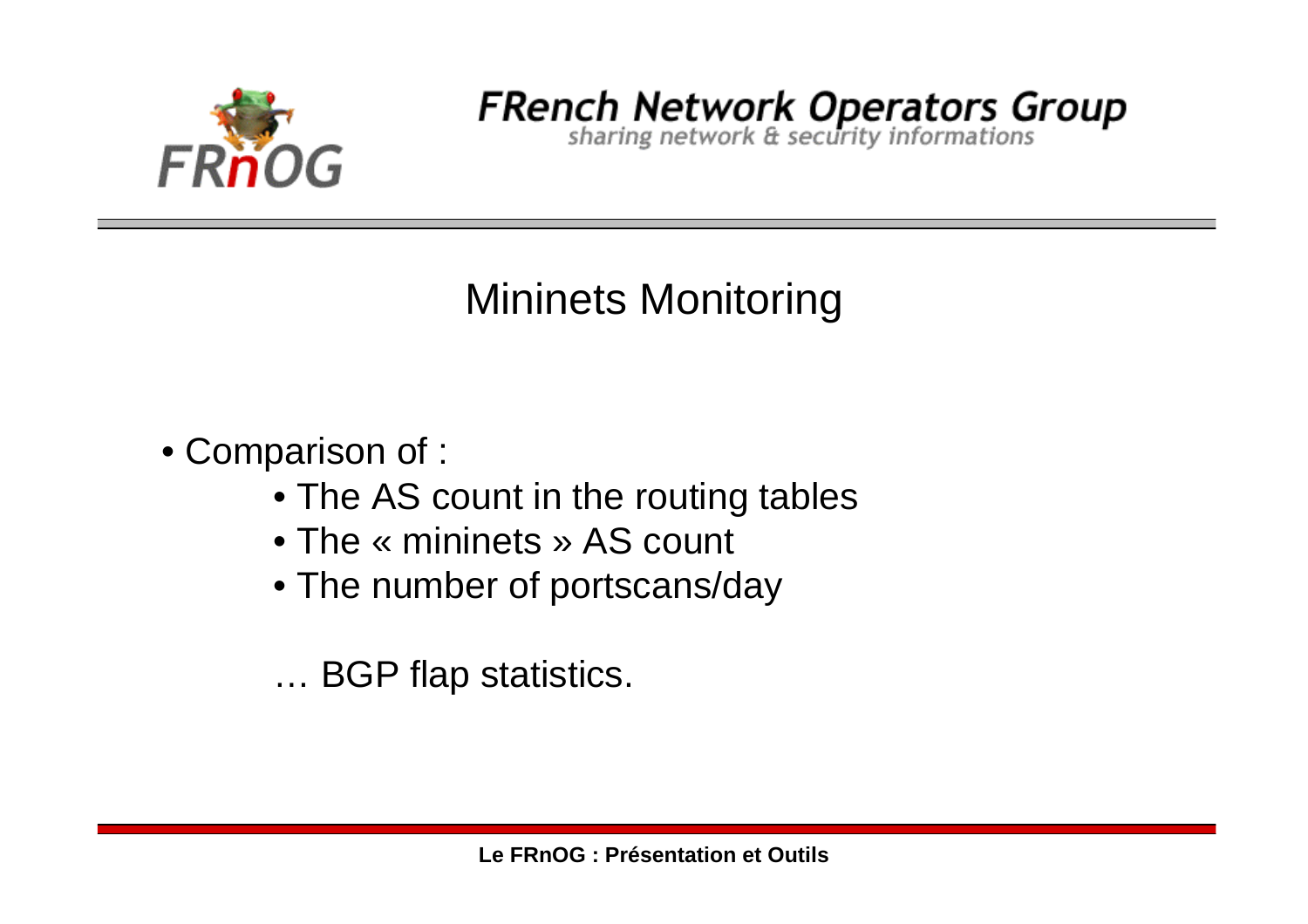# Mininets Monitoring

- Comparison of :
  - The AS count in the routing tables
  - The « mininets » AS count
  - The number of portscans/day

  … BGP flap statistics.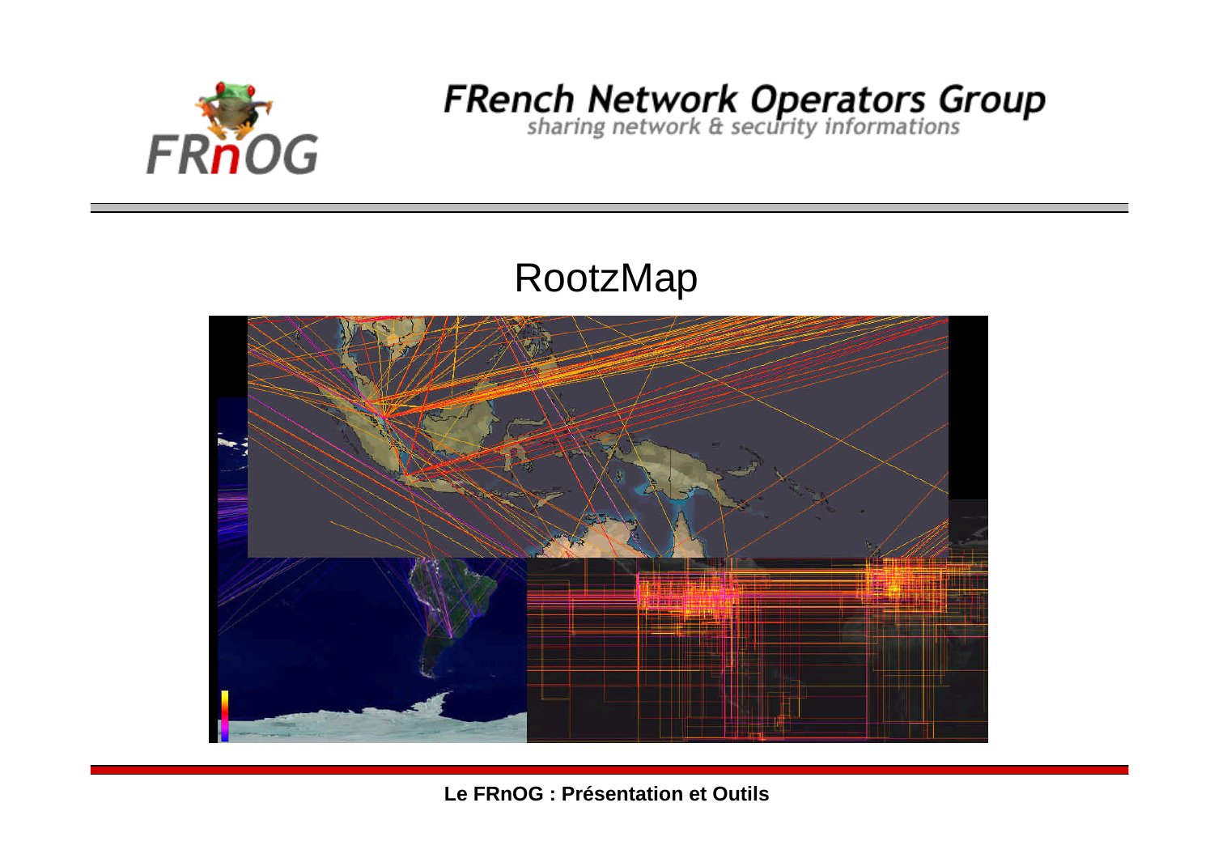# RootzMap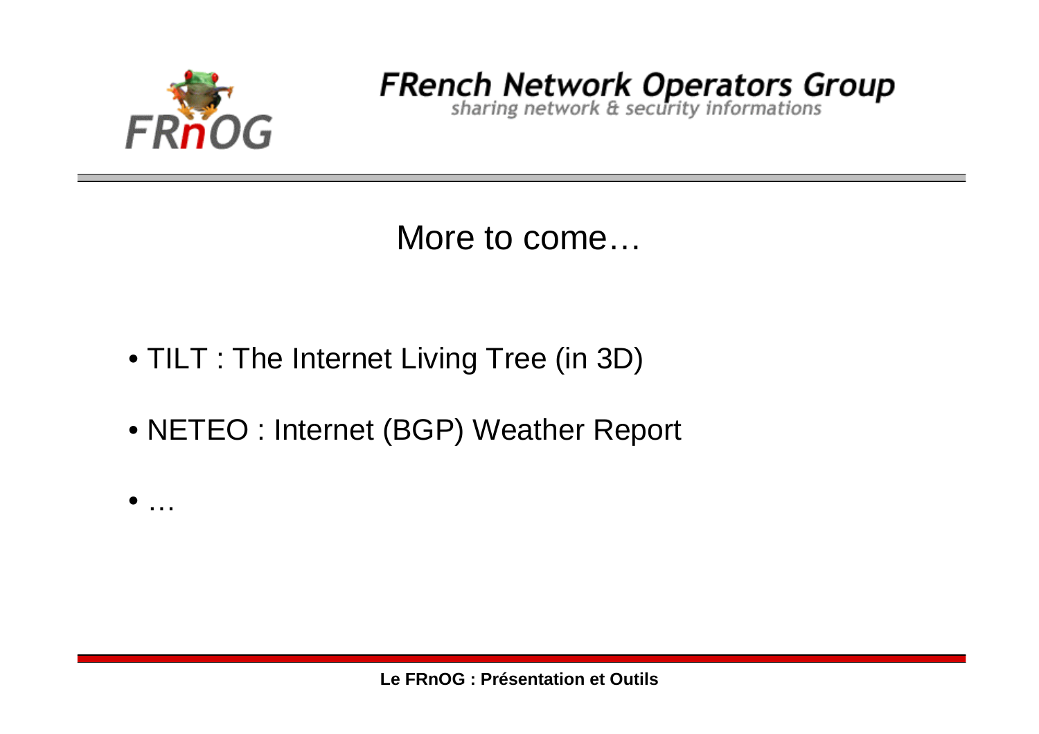## More to come…

- TILT : The Internet Living Tree (in 3D)
- NETEO : Internet (BGP) Weather Report
- …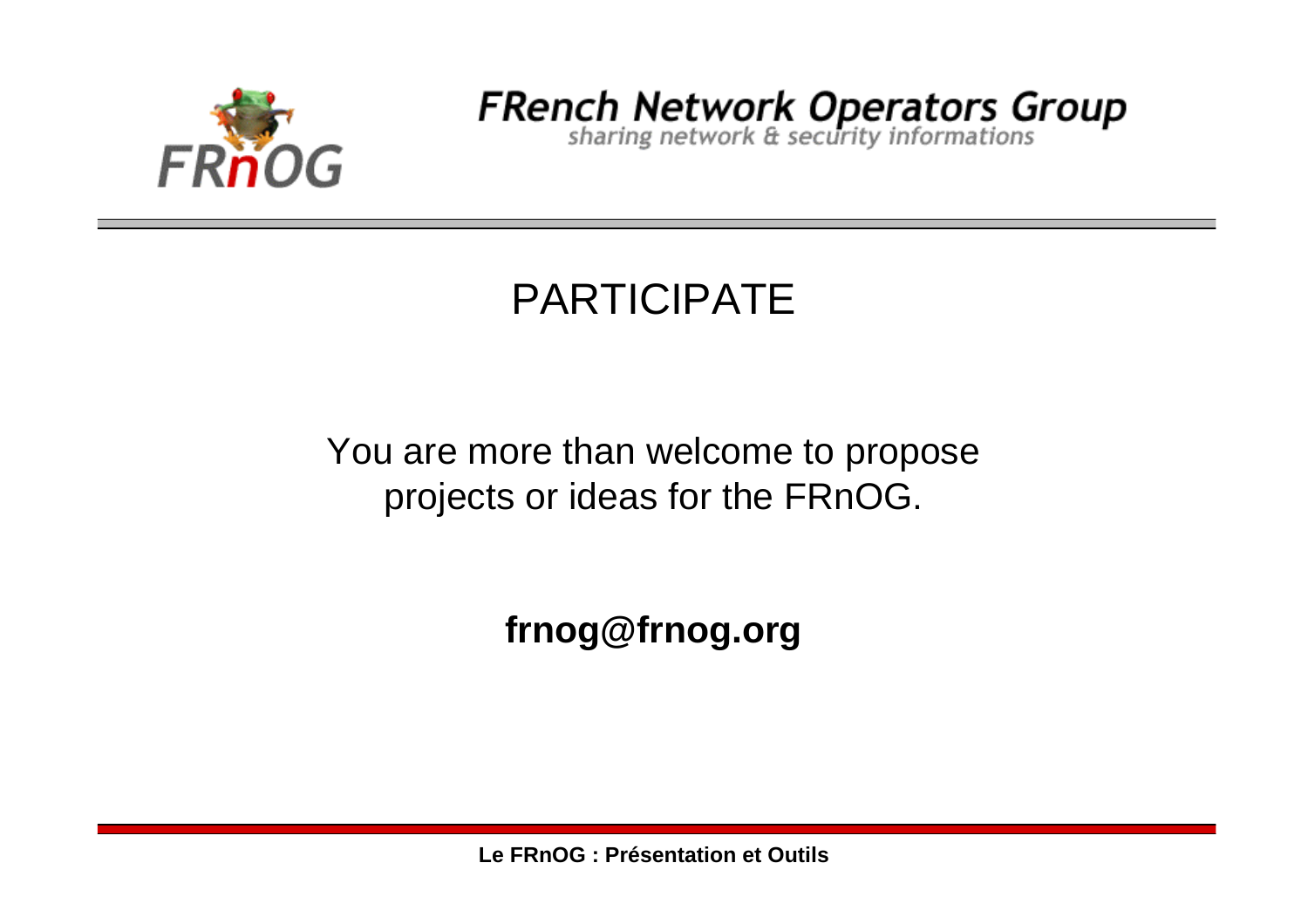# PARTICIPATE

You are more than welcome to propose projects or ideas for the FRnOG.

**frnog@frnog.org**